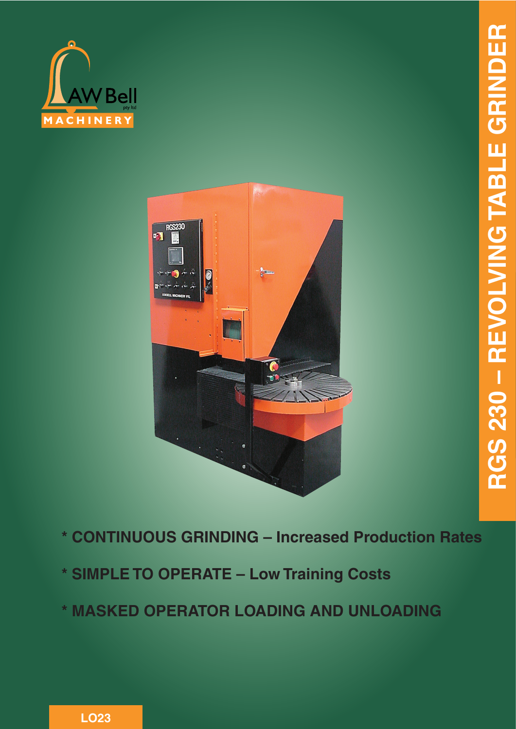AW Bell pty ltd
MACHINERY

# RGS 230 – REVOLVING TABLE GRINDER

* CONTINUOUS GRINDING – Increased Production Rates

* SIMPLE TO OPERATE – Low Training Costs

* MASKED OPERATOR LOADING AND UNLOADING

LO23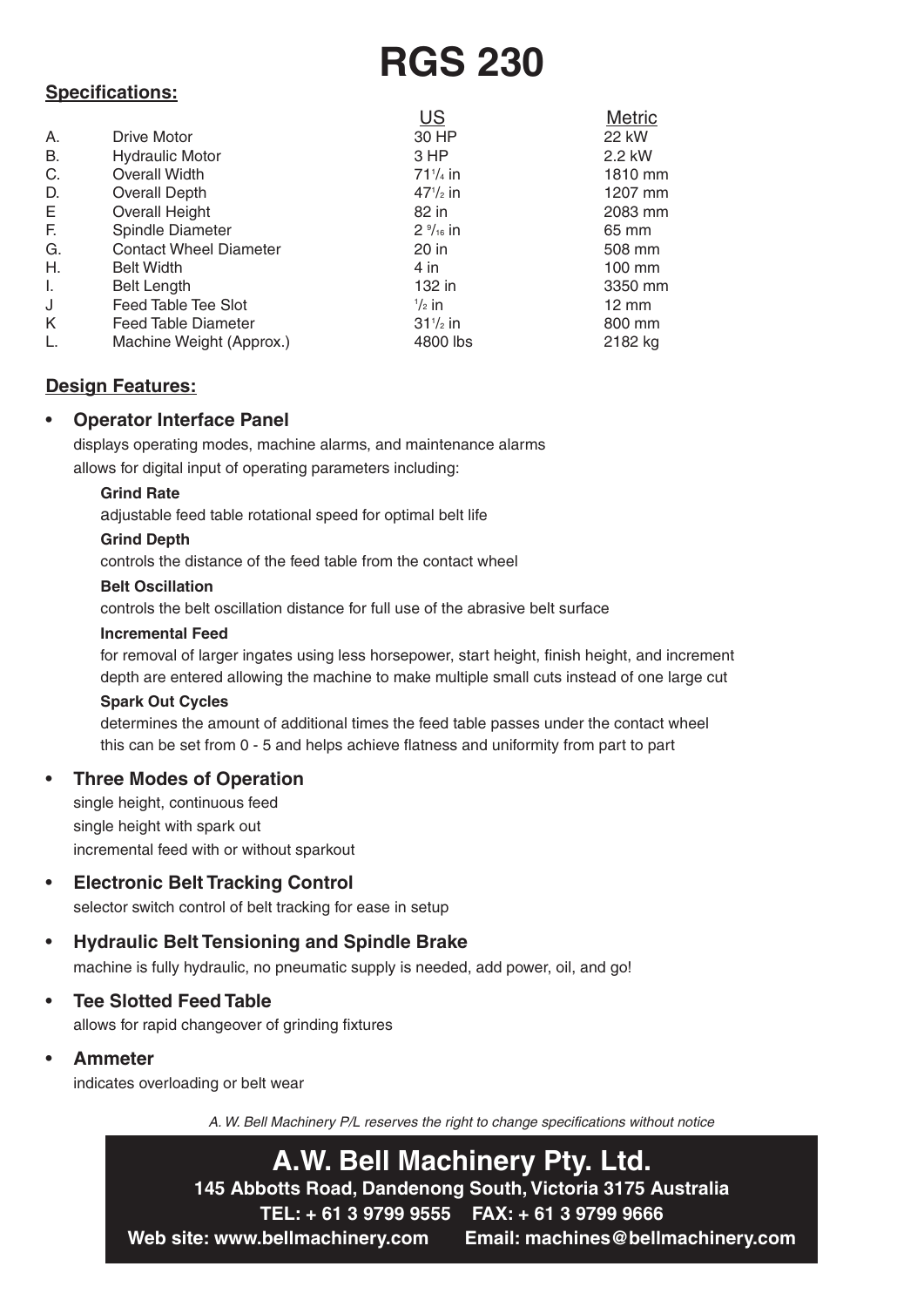# RGS 230

**Specifications:**

| | | US | Metric |
|---|---|---|---|
| A. | Drive Motor | 30 HP | 22 kW |
| B. | Hydraulic Motor | 3 HP | 2.2 kW |
| C. | Overall Width | 71$^1/_4$ in | 1810 mm |
| D. | Overall Depth | 47$^1/_2$ in | 1207 mm |
| E | Overall Height | 82 in | 2083 mm |
| F. | Spindle Diameter | 2 $^9/_{16}$ in | 65 mm |
| G. | Contact Wheel Diameter | 20 in | 508 mm |
| H. | Belt Width | 4 in | 100 mm |
| I. | Belt Length | 132 in | 3350 mm |
| J | Feed Table Tee Slot | $^1/_2$ in | 12 mm |
| K | Feed Table Diameter | 31$^1/_2$ in | 800 mm |
| L. | Machine Weight (Approx.) | 4800 lbs | 2182 kg |

**Design Features:**

- **Operator Interface Panel**
  displays operating modes, machine alarms, and maintenance alarms
  allows for digital input of operating parameters including:

  **Grind Rate**
  adjustable feed table rotational speed for optimal belt life

  **Grind Depth**
  controls the distance of the feed table from the contact wheel

  **Belt Oscillation**
  controls the belt oscillation distance for full use of the abrasive belt surface

  **Incremental Feed**
  for removal of larger ingates using less horsepower, start height, finish height, and increment depth are entered allowing the machine to make multiple small cuts instead of one large cut

  **Spark Out Cycles**
  determines the amount of additional times the feed table passes under the contact wheel this can be set from 0 - 5 and helps achieve flatness and uniformity from part to part

- **Three Modes of Operation**
  single height, continuous feed
  single height with spark out
  incremental feed with or without sparkout

- **Electronic Belt Tracking Control**
  selector switch control of belt tracking for ease in setup

- **Hydraulic Belt Tensioning and Spindle Brake**
  machine is fully hydraulic, no pneumatic supply is needed, add power, oil, and go!

- **Tee Slotted Feed Table**
  allows for rapid changeover of grinding fixtures

- **Ammeter**
  indicates overloading or belt wear

*A. W. Bell Machinery P/L reserves the right to change specifications without notice*

## A.W. Bell Machinery Pty. Ltd.

**145 Abbotts Road, Dandenong South, Victoria 3175 Australia**

**TEL: + 61 3 9799 9555 FAX: + 61 3 9799 9666**

**Web site: www.bellmachinery.com Email: machines@bellmachinery.com**